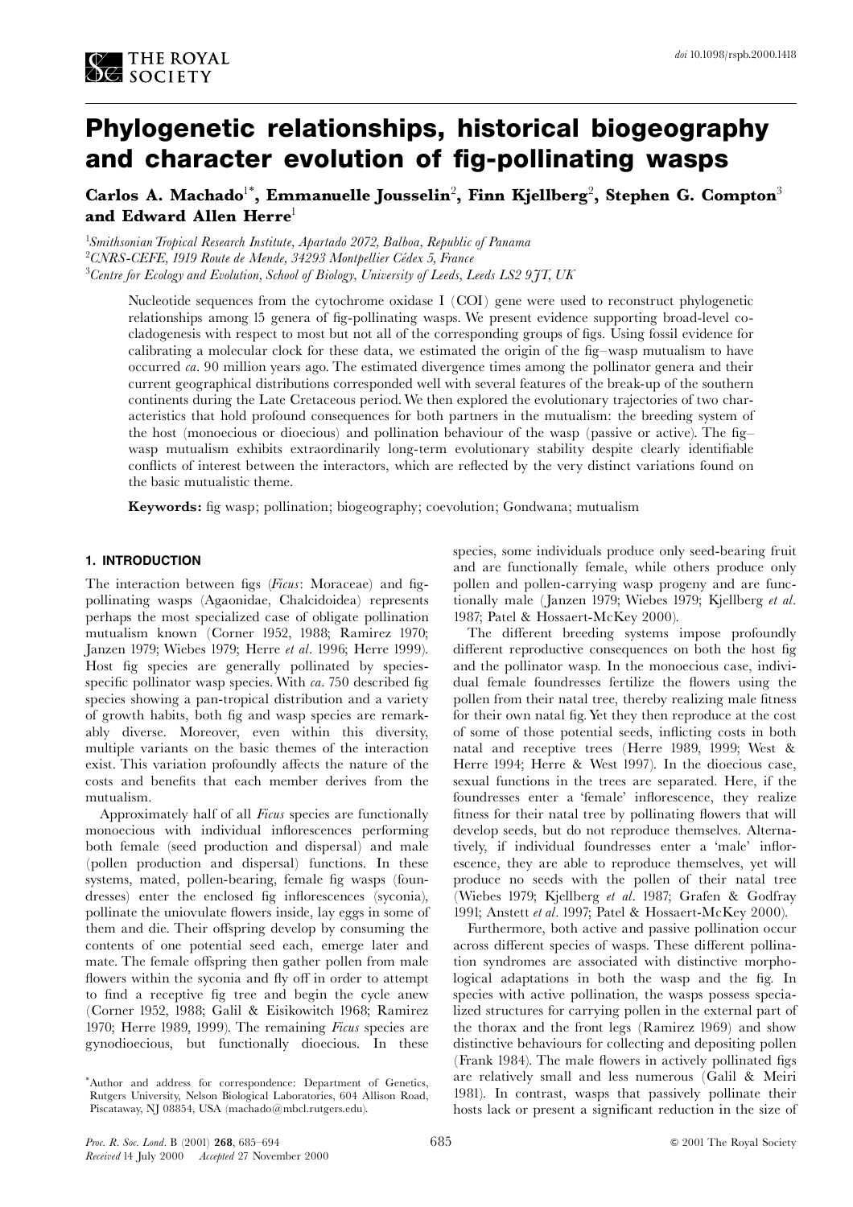# Phylogenetic relationships, historical biogeography and character evolution of fig-pollinating wasps

**Carlos A. Machado[1*], Emmanuelle Jousselin[2], Finn Kjellberg[2], Stephen G. Compton[3] and Edward Allen Herre[1]**

[1]*Smithsonian Tropical Research Institute, Apartado 2072, Balboa, Republic of Panama*
[2]*CNRS-CEFE, 1919 Route de Mende, 34293 Montpellier Cédex 5, France*
[3]*Centre for Ecology and Evolution, School of Biology, University of Leeds, Leeds LS2 9JT, UK*

Nucleotide sequences from the cytochrome oxidase I (COI) gene were used to reconstruct phylogenetic relationships among 15 genera of fig-pollinating wasps. We present evidence supporting broad-level co-cladogenesis with respect to most but not all of the corresponding groups of figs. Using fossil evidence for calibrating a molecular clock for these data, we estimated the origin of the fig–wasp mutualism to have occurred *ca*. 90 million years ago. The estimated divergence times among the pollinator genera and their current geographical distributions corresponded well with several features of the break-up of the southern continents during the Late Cretaceous period. We then explored the evolutionary trajectories of two characteristics that hold profound consequences for both partners in the mutualism: the breeding system of the host (monoecious or dioecious) and pollination behaviour of the wasp (passive or active). The fig–wasp mutualism exhibits extraordinarily long-term evolutionary stability despite clearly identifiable conflicts of interest between the interactors, which are reflected by the very distinct variations found on the basic mutualistic theme.

**Keywords:** fig wasp; pollination; biogeography; coevolution; Gondwana; mutualism

## 1. INTRODUCTION

The interaction between figs (*Ficus*: Moraceae) and fig-pollinating wasps (Agaonidae, Chalcidoidea) represents perhaps the most specialized case of obligate pollination mutualism known (Corner 1952, 1988; Ramirez 1970; Janzen 1979; Wiebes 1979; Herre *et al*. 1996; Herre 1999). Host fig species are generally pollinated by species-specific pollinator wasp species. With *ca*. 750 described fig species showing a pan-tropical distribution and a variety of growth habits, both fig and wasp species are remarkably diverse. Moreover, even within this diversity, multiple variants on the basic themes of the interaction exist. This variation profoundly affects the nature of the costs and benefits that each member derives from the mutualism.

Approximately half of all *Ficus* species are functionally monoecious with individual inflorescences performing both female (seed production and dispersal) and male (pollen production and dispersal) functions. In these systems, mated, pollen-bearing, female fig wasps (foundresses) enter the enclosed fig inflorescences (syconia), pollinate the uniovulate flowers inside, lay eggs in some of them and die. Their offspring develop by consuming the contents of one potential seed each, emerge later and mate. The female offspring then gather pollen from male flowers within the syconia and fly off in order to attempt to find a receptive fig tree and begin the cycle anew (Corner 1952, 1988; Galil & Eisikowitch 1968; Ramirez 1970; Herre 1989, 1999). The remaining *Ficus* species are gynodioecious, but functionally dioecious. In these species, some individuals produce only seed-bearing fruit and are functionally female, while others produce only pollen and pollen-carrying wasp progeny and are functionally male (Janzen 1979; Wiebes 1979; Kjellberg *et al*. 1987; Patel & Hossaert-McKey 2000).

The different breeding systems impose profoundly different reproductive consequences on both the host fig and the pollinator wasp. In the monoecious case, individual female foundresses fertilize the flowers using the pollen from their natal tree, thereby realizing male fitness for their own natal fig. Yet they then reproduce at the cost of some of those potential seeds, inflicting costs in both natal and receptive trees (Herre 1989, 1999; West & Herre 1994; Herre & West 1997). In the dioecious case, sexual functions in the trees are separated. Here, if the foundresses enter a 'female' inflorescence, they realize fitness for their natal tree by pollinating flowers that will develop seeds, but do not reproduce themselves. Alternatively, if individual foundresses enter a 'male' inflorescence, they are able to reproduce themselves, yet will produce no seeds with the pollen of their natal tree (Wiebes 1979; Kjellberg *et al*. 1987; Grafen & Godfray 1991; Anstett *et al*. 1997; Patel & Hossaert-McKey 2000).

Furthermore, both active and passive pollination occur across different species of wasps. These different pollination syndromes are associated with distinctive morphological adaptations in both the wasp and the fig. In species with active pollination, the wasps possess specialized structures for carrying pollen in the external part of the thorax and the front legs (Ramirez 1969) and show distinctive behaviours for collecting and depositing pollen (Frank 1984). The male flowers in actively pollinated figs are relatively small and less numerous (Galil & Meiri 1981). In contrast, wasps that passively pollinate their hosts lack or present a significant reduction in the size of

*Author and address for correspondence: Department of Genetics, Rutgers University, Nelson Biological Laboratories, 604 Allison Road, Piscataway, NJ 08854, USA (machado@mbcl.rutgers.edu).

Received 14 July 2000 Accepted 27 November 2000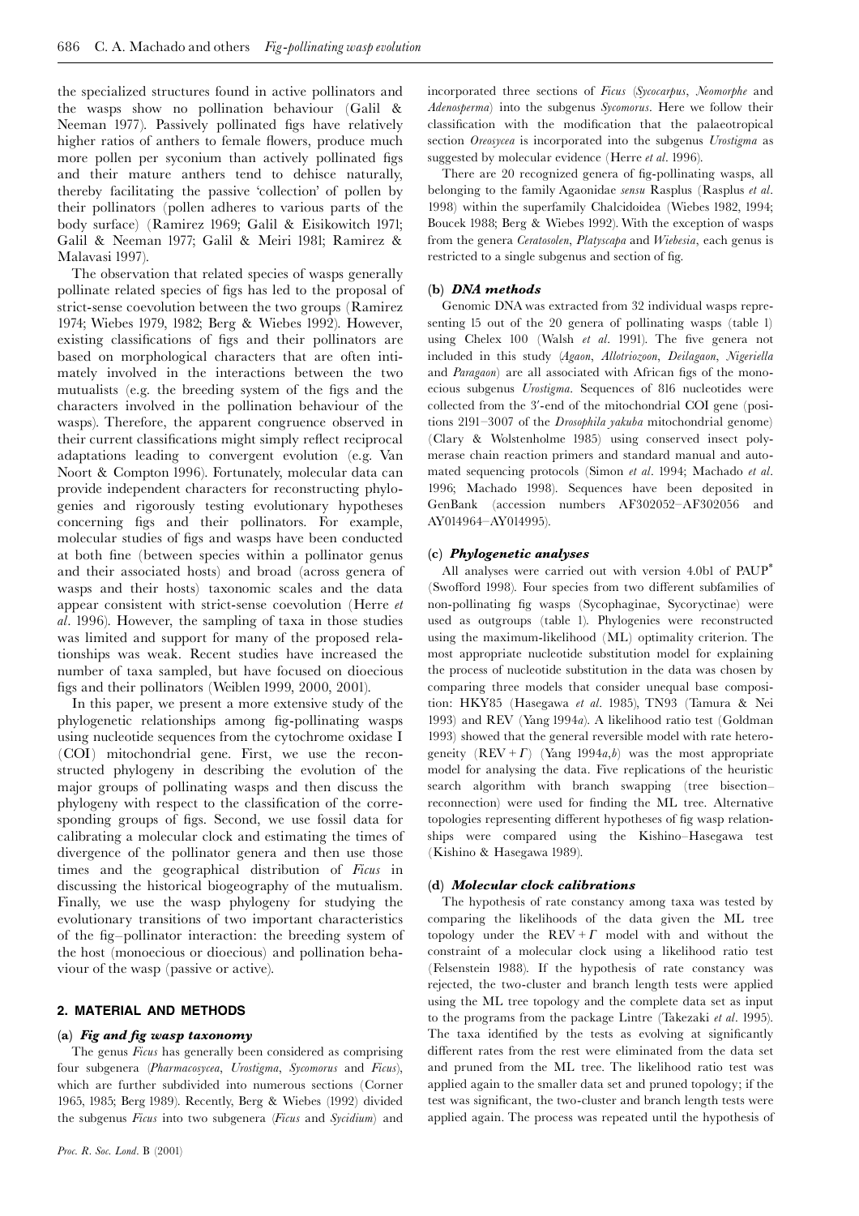the specialized structures found in active pollinators and the wasps show no pollination behaviour (Galil & Neeman 1977). Passively pollinated figs have relatively higher ratios of anthers to female flowers, produce much more pollen per syconium than actively pollinated figs and their mature anthers tend to dehisce naturally, thereby facilitating the passive 'collection' of pollen by their pollinators (pollen adheres to various parts of the body surface) (Ramirez 1969; Galil & Eisikowitch 1971; Galil & Neeman 1977; Galil & Meiri 1981; Ramirez & Malavasi 1997).

The observation that related species of wasps generally pollinate related species of figs has led to the proposal of strict-sense coevolution between the two groups (Ramirez 1974; Wiebes 1979, 1982; Berg & Wiebes 1992). However, existing classifications of figs and their pollinators are based on morphological characters that are often intimately involved in the interactions between the two mutualists (e.g. the breeding system of the figs and the characters involved in the pollination behaviour of the wasps). Therefore, the apparent congruence observed in their current classifications might simply reflect reciprocal adaptations leading to convergent evolution (e.g. Van Noort & Compton 1996). Fortunately, molecular data can provide independent characters for reconstructing phylogenies and rigorously testing evolutionary hypotheses concerning figs and their pollinators. For example, molecular studies of figs and wasps have been conducted at both fine (between species within a pollinator genus and their associated hosts) and broad (across genera of wasps and their hosts) taxonomic scales and the data appear consistent with strict-sense coevolution (Herre *et al*. 1996). However, the sampling of taxa in those studies was limited and support for many of the proposed relationships was weak. Recent studies have increased the number of taxa sampled, but have focused on dioecious figs and their pollinators (Weiblen 1999, 2000, 2001).

In this paper, we present a more extensive study of the phylogenetic relationships among fig-pollinating wasps using nucleotide sequences from the cytochrome oxidase I (COI) mitochondrial gene. First, we use the reconstructed phylogeny in describing the evolution of the major groups of pollinating wasps and then discuss the phylogeny with respect to the classification of the corresponding groups of figs. Second, we use fossil data for calibrating a molecular clock and estimating the times of divergence of the pollinator genera and then use those times and the geographical distribution of *Ficus* in discussing the historical biogeography of the mutualism. Finally, we use the wasp phylogeny for studying the evolutionary transitions of two important characteristics of the fig–pollinator interaction: the breeding system of the host (monoecious or dioecious) and pollination behaviour of the wasp (passive or active).

## 2. MATERIAL AND METHODS

### (a) *Fig and fig wasp taxonomy*

The genus *Ficus* has generally been considered as comprising four subgenera (*Pharmacosycea*, *Urostigma*, *Sycomorus* and *Ficus*), which are further subdivided into numerous sections (Corner 1965, 1985; Berg 1989). Recently, Berg & Wiebes (1992) divided the subgenus *Ficus* into two subgenera (*Ficus* and *Sycidium*) and incorporated three sections of *Ficus* (*Sycocarpus*, *Neomorphe* and *Adenosperma*) into the subgenus *Sycomorus*. Here we follow their classification with the modification that the palaeotropical section *Oreosycea* is incorporated into the subgenus *Urostigma* as suggested by molecular evidence (Herre *et al*. 1996).

There are 20 recognized genera of fig-pollinating wasps, all belonging to the family Agaonidae *sensu* Rasplus (Rasplus *et al*. 1998) within the superfamily Chalcidoidea (Wiebes 1982, 1994; Boucek 1988; Berg & Wiebes 1992). With the exception of wasps from the genera *Ceratosolen*, *Platyscapa* and *Wiebesia*, each genus is restricted to a single subgenus and section of fig.

### (b) *DNA methods*

Genomic DNA was extracted from 32 individual wasps representing 15 out of the 20 genera of pollinating wasps (table 1) using Chelex 100 (Walsh *et al*. 1991). The five genera not included in this study (*Agaon*, *Allotriozoon*, *Deilagaon*, *Nigeriella* and *Paragaon*) are all associated with African figs of the monoecious subgenus *Urostigma*. Sequences of 816 nucleotides were collected from the 3′-end of the mitochondrial COI gene (positions 2191–3007 of the *Drosophila yakuba* mitochondrial genome) (Clary & Wolstenholme 1985) using conserved insect polymerase chain reaction primers and standard manual and automated sequencing protocols (Simon *et al*. 1994; Machado *et al*. 1996; Machado 1998). Sequences have been deposited in GenBank (accession numbers AF302052–AF302056 and AY014964–AY014995).

### (c) *Phylogenetic analyses*

All analyses were carried out with version 4.0b1 of PAUP* (Swofford 1998). Four species from two different subfamilies of non-pollinating fig wasps (Sycophaginae, Sycoryctinae) were used as outgroups (table 1). Phylogenies were reconstructed using the maximum-likelihood (ML) optimality criterion. The most appropriate nucleotide substitution model for explaining the process of nucleotide substitution in the data was chosen by comparing three models that consider unequal base composition: HKY85 (Hasegawa *et al*. 1985), TN93 (Tamura & Nei 1993) and REV (Yang 1994*a*). A likelihood ratio test (Goldman 1993) showed that the general reversible model with rate heterogeneity (REV + $\Gamma$) (Yang 1994*a*,*b*) was the most appropriate model for analysing the data. Five replications of the heuristic search algorithm with branch swapping (tree bisection–reconnection) were used for finding the ML tree. Alternative topologies representing different hypotheses of fig wasp relationships were compared using the Kishino–Hasegawa test (Kishino & Hasegawa 1989).

### (d) *Molecular clock calibrations*

The hypothesis of rate constancy among taxa was tested by comparing the likelihoods of the data given the ML tree topology under the REV + $\Gamma$ model with and without the constraint of a molecular clock using a likelihood ratio test (Felsenstein 1988). If the hypothesis of rate constancy was rejected, the two-cluster and branch length tests were applied using the ML tree topology and the complete data set as input to the programs from the package Lintre (Takezaki *et al*. 1995). The taxa identified by the tests as evolving at significantly different rates from the rest were eliminated from the data set and pruned from the ML tree. The likelihood ratio test was applied again to the smaller data set and pruned topology; if the test was significant, the two-cluster and branch length tests were applied again. The process was repeated until the hypothesis of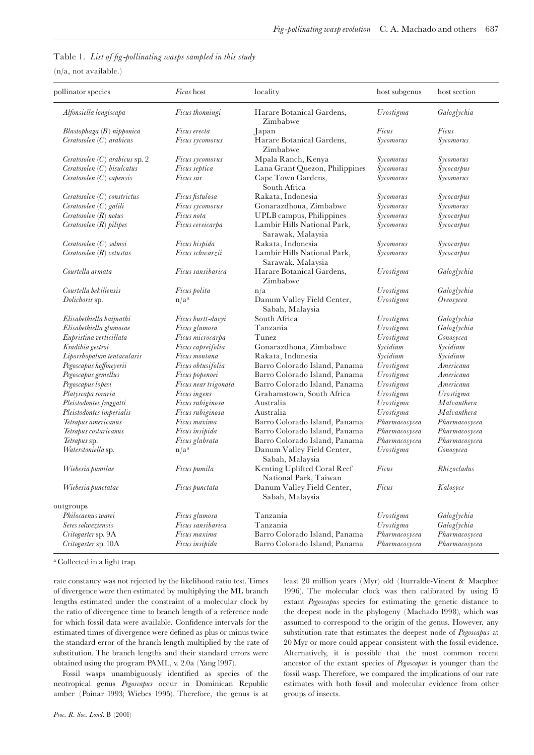Table 1. *List of fig-pollinating wasps sampled in this study*

(n/a, not available.)

| pollinator species | *Ficus* host | locality | host subgenus | host section |
|---|---|---|---|---|
| *Alfonsiella longiscapa* | *Ficus thonningi* | Harare Botanical Gardens, Zimbabwe | *Urostigma* | *Galoglychia* |
| *Blastophaga* (*B*) *nipponica* | *Ficus erecta* | Japan | *Ficus* | *Ficus* |
| *Ceratosolen* (*C*) *arabicus* | *Ficus sycomorus* | Harare Botanical Gardens, Zimbabwe | *Sycomorus* | *Sycomorus* |
| *Ceratosolen* (*C*) *arabicus* sp. 2 | *Ficus sycomorus* | Mpala Ranch, Kenya | *Sycomorus* | *Sycomorus* |
| *Ceratosolen* (*C*) *bisulcatus* | *Ficus septica* | Lana Grant Quezon, Philippines | *Sycomorus* | *Sycocarpus* |
| *Ceratosolen* (*C*) *capensis* | *Ficus sur* | Cape Town Gardens, South Africa | *Sycomorus* | *Sycomorus* |
| *Ceratosolen* (*C*) *constrictus* | *Ficus fistulosa* | Rakata, Indonesia | *Sycomorus* | *Sycocarpus* |
| *Ceratosolen* (*C*) *galili* | *Ficus sycomorus* | Gonarazdhoua, Zimbabwe | *Sycomorus* | *Sycomorus* |
| *Ceratosolen* (*R*) *notus* | *Ficus nota* | UPLB campus, Philippines | *Sycomorus* | *Sycocarpus* |
| *Ceratosolen* (*R*) *pilipes* | *Ficus cereicarpa* | Lambir Hills National Park, Sarawak, Malaysia | *Sycomorus* | *Sycocarpus* |
| *Ceratosolen* (*C*) *solmsi* | *Ficus hispida* | Rakata, Indonesia | *Sycomorus* | *Sycocarpus* |
| *Ceratosolen* (*R*) *vetustus* | *Ficus schwarzii* | Lambir Hills National Park, Sarawak, Malaysia | *Sycomorus* | *Sycocarpus* |
| *Courtella armata* | *Ficus sansibarica* | Harare Botanical Gardens, Zimbabwe | *Urostigma* | *Galoglychia* |
| *Courtella bekiliensis* | *Ficus polita* | n/a | *Urostigma* | *Galoglychia* |
| *Dolichoris* sp. | n/a[a] | Danum Valley Field Center, Sabah, Malaysia | *Urostigma* | *Oreosycea* |
| *Elisabethiella baijnathi* | *Ficus burtt-davyi* | South Africa | *Urostigma* | *Galoglychia* |
| *Elisabethiella glumosae* | *Ficus glumosa* | Tanzania | *Urostigma* | *Galoglychia* |
| *Eupristina verticillata* | *Ficus microcarpa* | Tunez | *Urostigma* | *Conosycea* |
| *Kradibia gestroi* | *Ficus capreifolia* | Gonarazdhoua, Zimbabwe | *Sycidium* | *Sycidium* |
| *Liporrhopalum tentacularis* | *Ficus montana* | Rakata, Indonesia | *Sycidium* | *Sycidium* |
| *Pegoscapus hoffmeyerii* | *Ficus obtusifolia* | Barro Colorado Island, Panama | *Urostigma* | *Americana* |
| *Pegoscapus gemellus* | *Ficus popenoei* | Barro Colorado Island, Panama | *Urostigma* | *Americana* |
| *Pegoscapus lopesi* | *Ficus near trigonata* | Barro Colorado Island, Panama | *Urostigma* | *Americana* |
| *Platyscapa soraria* | *Ficus ingens* | Grahamstown, South Africa | *Urostigma* | *Urostigma* |
| *Pleistodontes froggatti* | *Ficus rubiginosa* | Australia | *Urostigma* | *Malvanthera* |
| *Pleistodontes imperialis* | *Ficus rubiginosa* | Australia | *Urostigma* | *Malvanthera* |
| *Tetrapus americanus* | *Ficus maxima* | Barro Colorado Island, Panama | *Pharmacosycea* | *Pharmacosycea* |
| *Tetrapus costaricanus* | *Ficus insipida* | Barro Colorado Island, Panama | *Pharmacosycea* | *Pharmacosycea* |
| *Tetrapus* sp. | *Ficus glabrata* | Barro Colorado Island, Panama | *Pharmacosycea* | *Pharmacosycea* |
| *Waterstoniella* sp. | n/a[a] | Danum Valley Field Center, Sabah, Malaysia | *Urostigma* | *Conosycea* |
| *Wiebesia pumilae* | *Ficus pumila* | Kenting Uplifted Coral Reef National Park, Taiwan | *Ficus* | *Rhizocladus* |
| *Wiebesia punctatae* | *Ficus punctata* | Danum Valley Field Center, Sabah, Malaysia | *Ficus* | *Kalosyce* |
| outgroups | | | | |
| *Philocaenus warei* | *Ficus glumosa* | Tanzania | *Urostigma* | *Galoglychia* |
| *Seres solweziensis* | *Ficus sansibarica* | Tanzania | *Urostigma* | *Galoglychia* |
| *Critogaster* sp. 9A | *Ficus maxima* | Barro Colorado Island, Panama | *Pharmacosycea* | *Pharmacosycea* |
| *Critogaster* sp. 10A | *Ficus insipida* | Barro Colorado Island, Panama | *Pharmacosycea* | *Pharmacosycea* |

[a] Collected in a light trap.

rate constancy was not rejected by the likelihood ratio test. Times of divergence were then estimated by multiplying the ML branch lengths estimated under the constraint of a molecular clock by the ratio of divergence time to branch length of a reference node for which fossil data were available. Confidence intervals for the estimated times of divergence were defined as plus or minus twice the standard error of the branch length multiplied by the rate of substitution. The branch lengths and their standard errors were obtained using the program PAML, v. 2.0a (Yang 1997).

Fossil wasps unambiguously identified as species of the neotropical genus *Pegoscapus* occur in Dominican Republic amber (Poinar 1993; Wiebes 1995). Therefore, the genus is at least 20 million years (Myr) old (Iturralde-Vinent & Macphee 1996). The molecular clock was then calibrated by using 15 extant *Pegoscapus* species for estimating the genetic distance to the deepest node in the phylogeny (Machado 1998), which was assumed to correspond to the origin of the genus. However, any substitution rate that estimates the deepest node of *Pegoscapus* at 20 Myr or more could appear consistent with the fossil evidence. Alternatively, it is possible that the most common recent ancestor of the extant species of *Pegoscapus* is younger than the fossil wasp. Therefore, we compared the implications of our rate estimates with both fossil and molecular evidence from other groups of insects.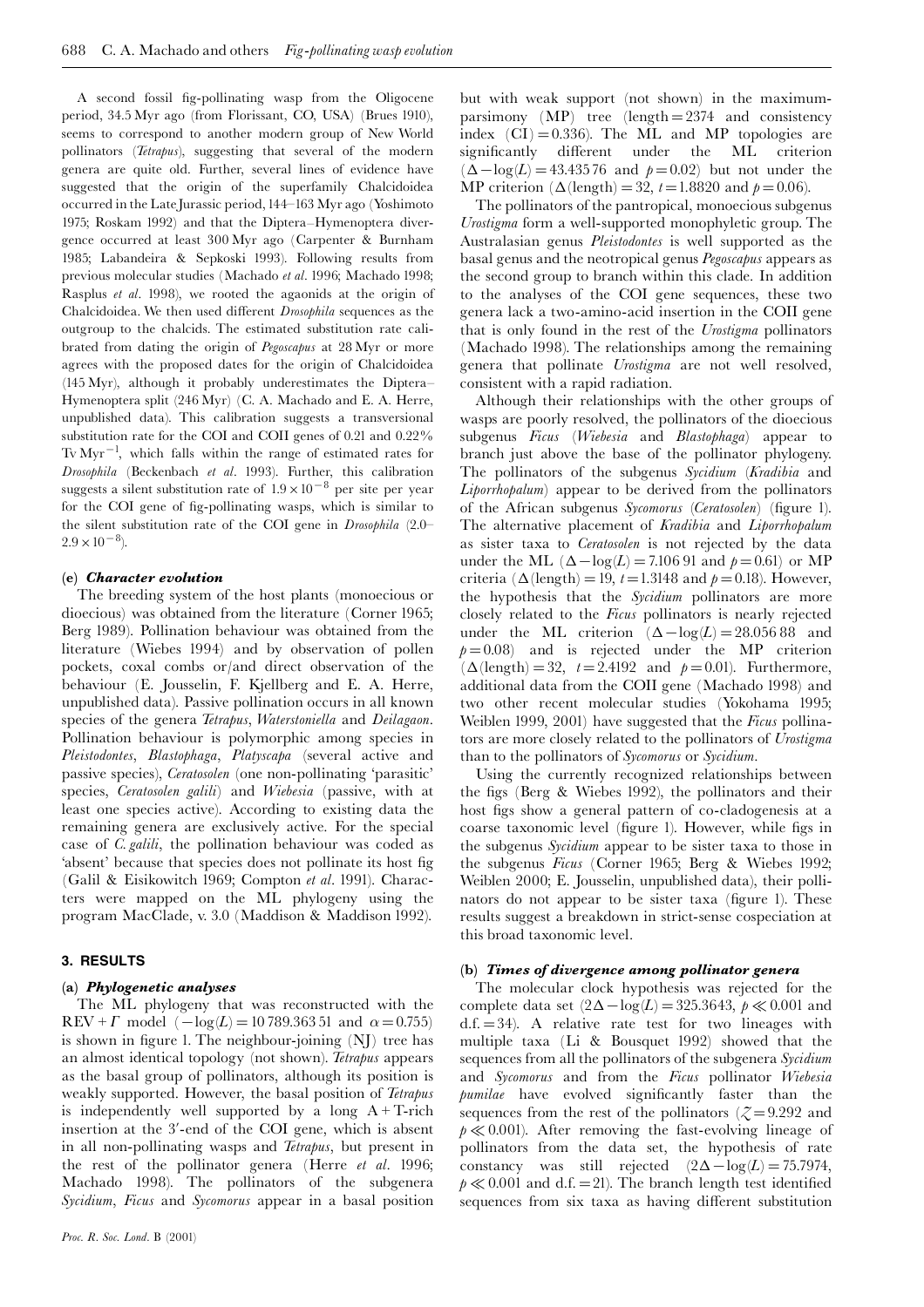A second fossil fig-pollinating wasp from the Oligocene period, 34.5 Myr ago (from Florissant, CO, USA) (Brues 1910), seems to correspond to another modern group of New World pollinators (*Tetrapus*), suggesting that several of the modern genera are quite old. Further, several lines of evidence have suggested that the origin of the superfamily Chalcidoidea occurred in the Late Jurassic period, 144–163 Myr ago (Yoshimoto 1975; Roskam 1992) and that the Diptera–Hymenoptera divergence occurred at least 300 Myr ago (Carpenter & Burnham 1985; Labandeira & Sepkoski 1993). Following results from previous molecular studies (Machado *et al.* 1996; Machado 1998; Rasplus *et al.* 1998), we rooted the agaonids at the origin of Chalcidoidea. We then used different *Drosophila* sequences as the outgroup to the chalcids. The estimated substitution rate calibrated from dating the origin of *Pegoscapus* at 28 Myr or more agrees with the proposed dates for the origin of Chalcidoidea (145 Myr), although it probably underestimates the Diptera–Hymenoptera split (246 Myr) (C. A. Machado and E. A. Herre, unpublished data). This calibration suggests a transversional substitution rate for the COI and COII genes of 0.21 and 0.22% Tv $Myr^{-1}$, which falls within the range of estimated rates for *Drosophila* (Beckenbach *et al.* 1993). Further, this calibration suggests a silent substitution rate of $1.9 \times 10^{-8}$ per site per year for the COI gene of fig-pollinating wasps, which is similar to the silent substitution rate of the COI gene in *Drosophila* (2.0–$2.9 \times 10^{-8}$).

### (e) *Character evolution*

The breeding system of the host plants (monoecious or dioecious) was obtained from the literature (Corner 1965; Berg 1989). Pollination behaviour was obtained from the literature (Wiebes 1994) and by observation of pollen pockets, coxal combs or/and direct observation of the behaviour (E. Jousselin, F. Kjellberg and E. A. Herre, unpublished data). Passive pollination occurs in all known species of the genera *Tetrapus*, *Waterstoniella* and *Deilagaon*. Pollination behaviour is polymorphic among species in *Pleistodontes*, *Blastophaga*, *Platyscapa* (several active and passive species), *Ceratosolen* (one non-pollinating 'parasitic' species, *Ceratosolen galili*) and *Wiebesia* (passive, with at least one species active). According to existing data the remaining genera are exclusively active. For the special case of *C. galili*, the pollination behaviour was coded as 'absent' because that species does not pollinate its host fig (Galil & Eisikowitch 1969; Compton *et al.* 1991). Characters were mapped on the ML phylogeny using the program MacClade, v. 3.0 (Maddison & Maddison 1992).

## 3. RESULTS

### (a) *Phylogenetic analyses*

The ML phylogeny that was reconstructed with the REV + $\Gamma$ model ($-\log(L) = 10\,789.363\,51$ and $\alpha = 0.755$) is shown in figure 1. The neighbour-joining (NJ) tree has an almost identical topology (not shown). *Tetrapus* appears as the basal group of pollinators, although its position is weakly supported. However, the basal position of *Tetrapus* is independently well supported by a long A + T-rich insertion at the 3′-end of the COI gene, which is absent in all non-pollinating wasps and *Tetrapus*, but present in the rest of the pollinator genera (Herre *et al.* 1996; Machado 1998). The pollinators of the subgenera *Sycidium*, *Ficus* and *Sycomorus* appear in a basal position but with weak support (not shown) in the maximum-parsimony (MP) tree (length = 2374 and consistency index (CI) = 0.336). The ML and MP topologies are significantly different under the ML criterion ($\Delta - \log(L) = 43.435\,76$ and $p = 0.02$) but not under the MP criterion ($\Delta$(length) = 32, $t = 1.8820$ and $p = 0.06$).

The pollinators of the pantropical, monoecious subgenus *Urostigma* form a well-supported monophyletic group. The Australasian genus *Pleistodontes* is well supported as the basal genus and the neotropical genus *Pegoscapus* appears as the second group to branch within this clade. In addition to the analyses of the COI gene sequences, these two genera lack a two-amino-acid insertion in the COII gene that is only found in the rest of the *Urostigma* pollinators (Machado 1998). The relationships among the remaining genera that pollinate *Urostigma* are not well resolved, consistent with a rapid radiation.

Although their relationships with the other groups of wasps are poorly resolved, the pollinators of the dioecious subgenus *Ficus* (*Wiebesia* and *Blastophaga*) appear to branch just above the base of the pollinator phylogeny. The pollinators of the subgenus *Sycidium* (*Kradibia* and *Liporrhopalum*) appear to be derived from the pollinators of the African subgenus *Sycomorus* (*Ceratosolen*) (figure 1). The alternative placement of *Kradibia* and *Liporrhopalum* as sister taxa to *Ceratosolen* is not rejected by the data under the ML ($\Delta - \log(L) = 7.106\,91$ and $p = 0.61$) or MP criteria ($\Delta$(length) = 19, $t = 1.3148$ and $p = 0.18$). However, the hypothesis that the *Sycidium* pollinators are more closely related to the *Ficus* pollinators is nearly rejected under the ML criterion ($\Delta - \log(L) = 28.056\,88$ and $p = 0.08$) and is rejected under the MP criterion ($\Delta$(length) = 32, $t = 2.4192$ and $p = 0.01$). Furthermore, additional data from the COII gene (Machado 1998) and two other recent molecular studies (Yokohama 1995; Weiblen 1999, 2001) have suggested that the *Ficus* pollinators are more closely related to the pollinators of *Urostigma* than to the pollinators of *Sycomorus* or *Sycidium*.

Using the currently recognized relationships between the figs (Berg & Wiebes 1992), the pollinators and their host figs show a general pattern of co-cladogenesis at a coarse taxonomic level (figure 1). However, while figs in the subgenus *Sycidium* appear to be sister taxa to those in the subgenus *Ficus* (Corner 1965; Berg & Wiebes 1992; Weiblen 2000; E. Jousselin, unpublished data), their pollinators do not appear to be sister taxa (figure 1). These results suggest a breakdown in strict-sense cospeciation at this broad taxonomic level.

### (b) *Times of divergence among pollinator genera*

The molecular clock hypothesis was rejected for the complete data set ($2\Delta - \log(L) = 325.3643$, $p \ll 0.001$ and d.f. = 34). A relative rate test for two lineages with multiple taxa (Li & Bousquet 1992) showed that the sequences from all the pollinators of the subgenera *Sycidium* and *Sycomorus* and from the *Ficus* pollinator *Wiebesia pumilae* have evolved significantly faster than the sequences from the rest of the pollinators ($Z = 9.292$ and $p \ll 0.001$). After removing the fast-evolving lineage of pollinators from the data set, the hypothesis of rate constancy was still rejected ($2\Delta - \log(L) = 75.7974$, $p \ll 0.001$ and d.f. = 21). The branch length test identified sequences from six taxa as having different substitution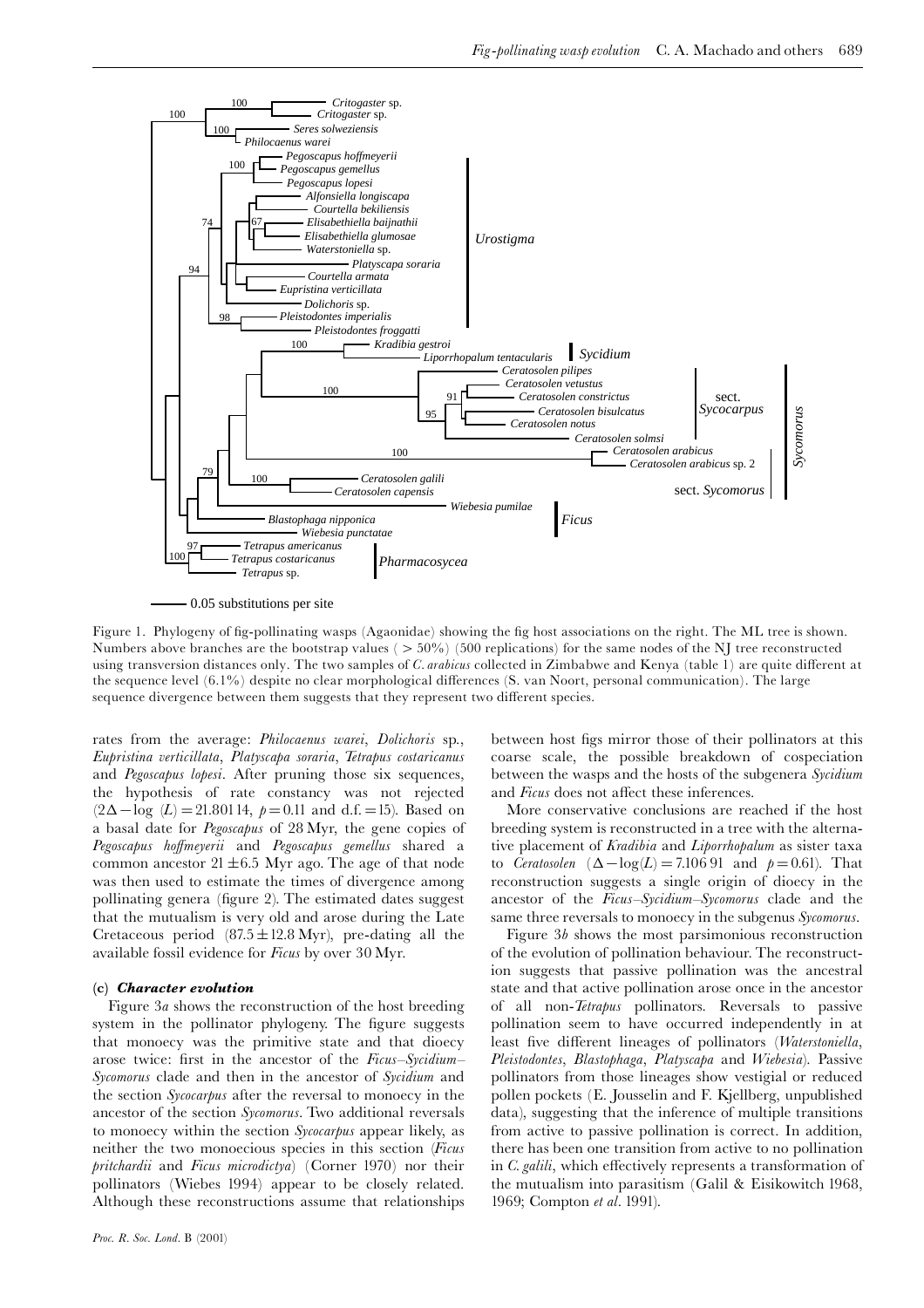Figure 1. Phylogeny of fig-pollinating wasps (Agaonidae) showing the fig host associations on the right. The ML tree is shown. Numbers above branches are the bootstrap values ( > 50%) (500 replications) for the same nodes of the NJ tree reconstructed using transversion distances only. The two samples of *C. arabicus* collected in Zimbabwe and Kenya (table 1) are quite different at the sequence level (6.1%) despite no clear morphological differences (S. van Noort, personal communication). The large sequence divergence between them suggests that they represent two different species.

rates from the average: *Philocaenus warei*, *Dolichoris* sp., *Eupristina verticillata*, *Platyscapa soraria*, *Tetrapus costaricanus* and *Pegoscapus lopesi*. After pruning those six sequences, the hypothesis of rate constancy was not rejected ($2\Delta - \log(L) = 21.80114$, $p = 0.11$ and d.f. $= 15$). Based on a basal date for *Pegoscapus* of 28 Myr, the gene copies of *Pegoscapus hoffmeyerii* and *Pegoscapus gemellus* shared a common ancestor $21 \pm 6.5$ Myr ago. The age of that node was then used to estimate the times of divergence among pollinating genera (figure 2). The estimated dates suggest that the mutualism is very old and arose during the Late Cretaceous period ($87.5 \pm 12.8$ Myr), pre-dating all the available fossil evidence for *Ficus* by over 30 Myr.

### (c) *Character evolution*

Figure 3*a* shows the reconstruction of the host breeding system in the pollinator phylogeny. The figure suggests that monoecy was the primitive state and that dioecy arose twice: first in the ancestor of the *Ficus*–*Sycidium*–*Sycomorus* clade and then in the ancestor of *Sycidium* and the section *Sycocarpus* after the reversal to monoecy in the ancestor of the section *Sycomorus*. Two additional reversals to monoecy within the section *Sycocarpus* appear likely, as neither the two monoecious species in this section (*Ficus pritchardii* and *Ficus microdictya*) (Corner 1970) nor their pollinators (Wiebes 1994) appear to be closely related. Although these reconstructions assume that relationships between host figs mirror those of their pollinators at this coarse scale, the possible breakdown of cospeciation between the wasps and the hosts of the subgenera *Sycidium* and *Ficus* does not affect these inferences.

More conservative conclusions are reached if the host breeding system is reconstructed in a tree with the alternative placement of *Kradibia* and *Liporrhopalum* as sister taxa to *Ceratosolen* ($\Delta - \log(L) = 7.10691$ and $p = 0.61$). That reconstruction suggests a single origin of dioecy in the ancestor of the *Ficus*–*Sycidium*–*Sycomorus* clade and the same three reversals to monoecy in the subgenus *Sycomorus*.

Figure 3*b* shows the most parsimonious reconstruction of the evolution of pollination behaviour. The reconstruction suggests that passive pollination was the ancestral state and that active pollination arose once in the ancestor of all non-*Tetrapus* pollinators. Reversals to passive pollination seem to have occurred independently in at least five different lineages of pollinators (*Waterstoniella*, *Pleistodontes*, *Blastophaga*, *Platyscapa* and *Wiebesia*). Passive pollinators from those lineages show vestigial or reduced pollen pockets (E. Jousselin and F. Kjellberg, unpublished data), suggesting that the inference of multiple transitions from active to passive pollination is correct. In addition, there has been one transition from active to no pollination in *C. galili*, which effectively represents a transformation of the mutualism into parasitism (Galil & Eisikowitch 1968, 1969; Compton *et al*. 1991).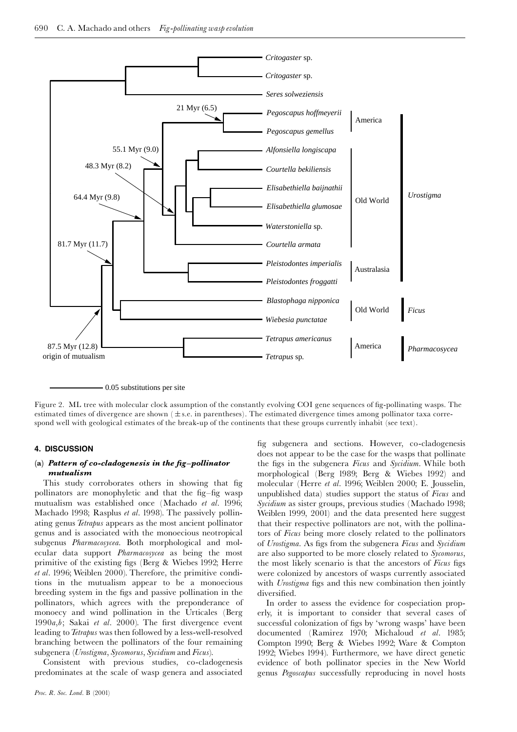Figure 2. ML tree with molecular clock assumption of the constantly evolving COI gene sequences of fig-pollinating wasps. The estimated times of divergence are shown ($\pm$ s.e. in parentheses). The estimated divergence times among pollinator taxa correspond well with geological estimates of the break-up of the continents that these groups currently inhabit (see text).

## 4. DISCUSSION

### (a) *Pattern of co-cladogenesis in the fig–pollinator mutualism*

This study corroborates others in showing that fig pollinators are monophyletic and that the fig–fig wasp mutualism was established once (Machado *et al*. 1996; Machado 1998; Rasplus *et al*. 1998). The passively pollinating genus *Tetrapus* appears as the most ancient pollinator genus and is associated with the monoecious neotropical subgenus *Pharmacosycea*. Both morphological and molecular data support *Pharmacosycea* as being the most primitive of the existing figs (Berg & Wiebes 1992; Herre *et al*. 1996; Weiblen 2000). Therefore, the primitive conditions in the mutualism appear to be a monoecious breeding system in the figs and passive pollination in the pollinators, which agrees with the preponderance of monoecy and wind pollination in the Urticales (Berg 1990*a*,*b*; Sakai *et al*. 2000). The first divergence event leading to *Tetrapus* was then followed by a less-well-resolved branching between the pollinators of the four remaining subgenera (*Urostigma*, *Sycomorus*, *Sycidium* and *Ficus*).

Consistent with previous studies, co-cladogenesis predominates at the scale of wasp genera and associated fig subgenera and sections. However, co-cladogenesis does not appear to be the case for the wasps that pollinate the figs in the subgenera *Ficus* and *Sycidium*. While both morphological (Berg 1989; Berg & Wiebes 1992) and molecular (Herre *et al*. 1996; Weiblen 2000; E. Jousselin, unpublished data) studies support the status of *Ficus* and *Sycidium* as sister groups, previous studies (Machado 1998; Weiblen 1999, 2001) and the data presented here suggest that their respective pollinators are not, with the pollinators of *Ficus* being more closely related to the pollinators of *Urostigma*. As figs from the subgenera *Ficus* and *Sycidium* are also supported to be more closely related to *Sycomorus*, the most likely scenario is that the ancestors of *Ficus* figs were colonized by ancestors of wasps currently associated with *Urostigma* figs and this new combination then jointly diversified.

In order to assess the evidence for cospeciation properly, it is important to consider that several cases of successful colonization of figs by 'wrong wasps' have been documented (Ramirez 1970; Michaloud *et al*. 1985; Compton 1990; Berg & Wiebes 1992; Ware & Compton 1992; Wiebes 1994). Furthermore, we have direct genetic evidence of both pollinator species in the New World genus *Pegoscapus* successfully reproducing in novel hosts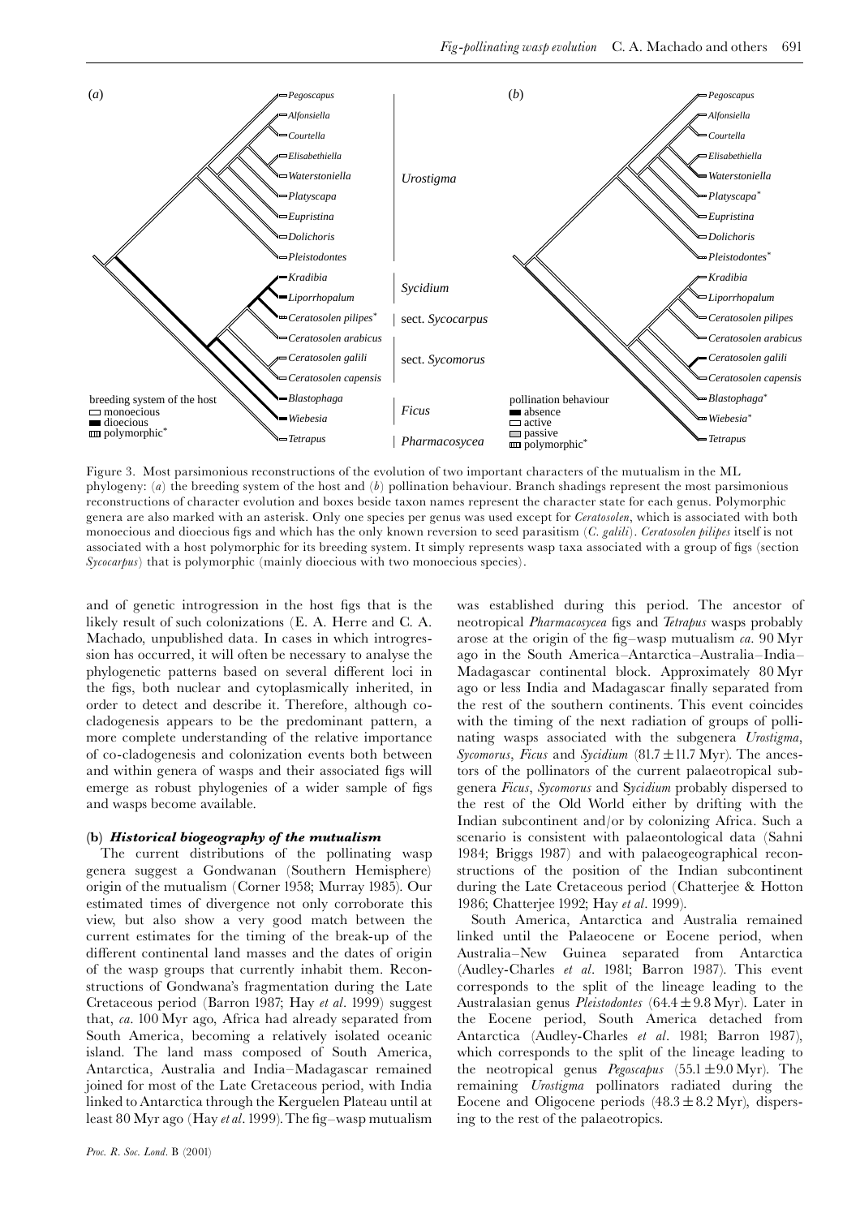Figure 3. Most parsimonious reconstructions of the evolution of two important characters of the mutualism in the ML phylogeny: (*a*) the breeding system of the host and (*b*) pollination behaviour. Branch shadings represent the most parsimonious reconstructions of character evolution and boxes beside taxon names represent the character state for each genus. Polymorphic genera are also marked with an asterisk. Only one species per genus was used except for *Ceratosolen*, which is associated with both monoecious and dioecious figs and which has the only known reversion to seed parasitism (*C. galili*). *Ceratosolen pilipes* itself is not associated with a host polymorphic for its breeding system. It simply represents wasp taxa associated with a group of figs (section *Sycocarpus*) that is polymorphic (mainly dioecious with two monoecious species).

and of genetic introgression in the host figs that is the likely result of such colonizations (E. A. Herre and C. A. Machado, unpublished data. In cases in which introgression has occurred, it will often be necessary to analyse the phylogenetic patterns based on several different loci in the figs, both nuclear and cytoplasmically inherited, in order to detect and describe it. Therefore, although co-cladogenesis appears to be the predominant pattern, a more complete understanding of the relative importance of co-cladogenesis and colonization events both between and within genera of wasps and their associated figs will emerge as robust phylogenies of a wider sample of figs and wasps become available.

### (b) *Historical biogeography of the mutualism*

The current distributions of the pollinating wasp genera suggest a Gondwanan (Southern Hemisphere) origin of the mutualism (Corner 1958; Murray 1985). Our estimated times of divergence not only corroborate this view, but also show a very good match between the current estimates for the timing of the break-up of the different continental land masses and the dates of origin of the wasp groups that currently inhabit them. Reconstructions of Gondwana's fragmentation during the Late Cretaceous period (Barron 1987; Hay *et al*. 1999) suggest that, *ca*. 100 Myr ago, Africa had already separated from South America, becoming a relatively isolated oceanic island. The land mass composed of South America, Antarctica, Australia and India–Madagascar remained joined for most of the Late Cretaceous period, with India linked to Antarctica through the Kerguelen Plateau until at least 80 Myr ago (Hay *et al*. 1999). The fig–wasp mutualism was established during this period. The ancestor of neotropical *Pharmacosycea* figs and *Tetrapus* wasps probably arose at the origin of the fig–wasp mutualism *ca*. 90 Myr ago in the South America–Antarctica–Australia–India–Madagascar continental block. Approximately 80 Myr ago or less India and Madagascar finally separated from the rest of the southern continents. This event coincides with the timing of the next radiation of groups of pollinating wasps associated with the subgenera *Urostigma*, *Sycomorus*, *Ficus* and *Sycidium* ($81.7 \pm 11.7$ Myr). The ancestors of the pollinators of the current palaeotropical subgenera *Ficus*, *Sycomorus* and *Sycidium* probably dispersed to the rest of the Old World either by drifting with the Indian subcontinent and/or by colonizing Africa. Such a scenario is consistent with palaeontological data (Sahni 1984; Briggs 1987) and with palaeogeographical reconstructions of the position of the Indian subcontinent during the Late Cretaceous period (Chatterjee & Hotton 1986; Chatterjee 1992; Hay *et al*. 1999).

South America, Antarctica and Australia remained linked until the Palaeocene or Eocene period, when Australia–New Guinea separated from Antarctica (Audley-Charles *et al*. 1981; Barron 1987). This event corresponds to the split of the lineage leading to the Australasian genus *Pleistodontes* ($64.4 \pm 9.8$ Myr). Later in the Eocene period, South America detached from Antarctica (Audley-Charles *et al*. 1981; Barron 1987), which corresponds to the split of the lineage leading to the neotropical genus *Pegoscapus* ($55.1 \pm 9.0$ Myr). The remaining *Urostigma* pollinators radiated during the Eocene and Oligocene periods ($48.3 \pm 8.2$ Myr), dispersing to the rest of the palaeotropics.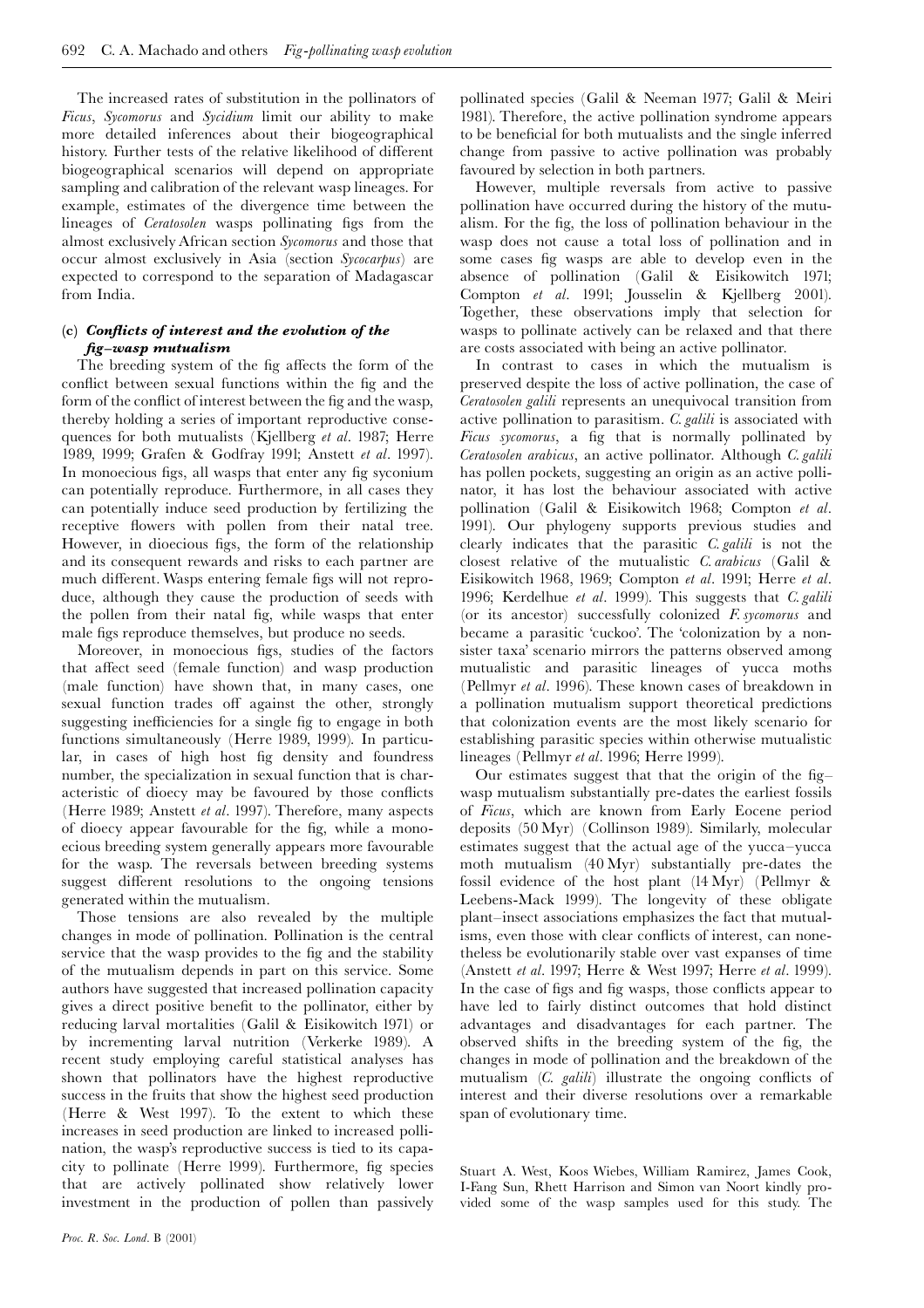The increased rates of substitution in the pollinators of *Ficus*, *Sycomorus* and *Sycidium* limit our ability to make more detailed inferences about their biogeographical history. Further tests of the relative likelihood of different biogeographical scenarios will depend on appropriate sampling and calibration of the relevant wasp lineages. For example, estimates of the divergence time between the lineages of *Ceratosolen* wasps pollinating figs from the almost exclusively African section *Sycomorus* and those that occur almost exclusively in Asia (section *Sycocarpus*) are expected to correspond to the separation of Madagascar from India.

### (c) *Conflicts of interest and the evolution of the fig–wasp mutualism*

The breeding system of the fig affects the form of the conflict between sexual functions within the fig and the form of the conflict of interest between the fig and the wasp, thereby holding a series of important reproductive consequences for both mutualists (Kjellberg *et al*. 1987; Herre 1989, 1999; Grafen & Godfray 1991; Anstett *et al*. 1997). In monoecious figs, all wasps that enter any fig syconium can potentially reproduce. Furthermore, in all cases they can potentially induce seed production by fertilizing the receptive flowers with pollen from their natal tree. However, in dioecious figs, the form of the relationship and its consequent rewards and risks to each partner are much different. Wasps entering female figs will not reproduce, although they cause the production of seeds with the pollen from their natal fig, while wasps that enter male figs reproduce themselves, but produce no seeds.

Moreover, in monoecious figs, studies of the factors that affect seed (female function) and wasp production (male function) have shown that, in many cases, one sexual function trades off against the other, strongly suggesting inefficiencies for a single fig to engage in both functions simultaneously (Herre 1989, 1999). In particular, in cases of high host fig density and foundress number, the specialization in sexual function that is characteristic of dioecy may be favoured by those conflicts (Herre 1989; Anstett *et al*. 1997). Therefore, many aspects of dioecy appear favourable for the fig, while a monoecious breeding system generally appears more favourable for the wasp. The reversals between breeding systems suggest different resolutions to the ongoing tensions generated within the mutualism.

Those tensions are also revealed by the multiple changes in mode of pollination. Pollination is the central service that the wasp provides to the fig and the stability of the mutualism depends in part on this service. Some authors have suggested that increased pollination capacity gives a direct positive benefit to the pollinator, either by reducing larval mortalities (Galil & Eisikowitch 1971) or by incrementing larval nutrition (Verkerke 1989). A recent study employing careful statistical analyses has shown that pollinators have the highest reproductive success in the fruits that show the highest seed production (Herre & West 1997). To the extent to which these increases in seed production are linked to increased pollination, the wasp's reproductive success is tied to its capacity to pollinate (Herre 1999). Furthermore, fig species that are actively pollinated show relatively lower investment in the production of pollen than passively pollinated species (Galil & Neeman 1977; Galil & Meiri 1981). Therefore, the active pollination syndrome appears to be beneficial for both mutualists and the single inferred change from passive to active pollination was probably favoured by selection in both partners.

However, multiple reversals from active to passive pollination have occurred during the history of the mutualism. For the fig, the loss of pollination behaviour in the wasp does not cause a total loss of pollination and in some cases fig wasps are able to develop even in the absence of pollination (Galil & Eisikowitch 1971; Compton *et al*. 1991; Jousselin & Kjellberg 2001). Together, these observations imply that selection for wasps to pollinate actively can be relaxed and that there are costs associated with being an active pollinator.

In contrast to cases in which the mutualism is preserved despite the loss of active pollination, the case of *Ceratosolen galili* represents an unequivocal transition from active pollination to parasitism. *C. galili* is associated with *Ficus sycomorus*, a fig that is normally pollinated by *Ceratosolen arabicus*, an active pollinator. Although *C. galili* has pollen pockets, suggesting an origin as an active pollinator, it has lost the behaviour associated with active pollination (Galil & Eisikowitch 1968; Compton *et al*. 1991). Our phylogeny supports previous studies and clearly indicates that the parasitic *C. galili* is not the closest relative of the mutualistic *C. arabicus* (Galil & Eisikowitch 1968, 1969; Compton *et al*. 1991; Herre *et al*. 1996; Kerdelhue *et al*. 1999). This suggests that *C. galili* (or its ancestor) successfully colonized *F. sycomorus* and became a parasitic 'cuckoo'. The 'colonization by a non-sister taxa' scenario mirrors the patterns observed among mutualistic and parasitic lineages of yucca moths (Pellmyr *et al*. 1996). These known cases of breakdown in a pollination mutualism support theoretical predictions that colonization events are the most likely scenario for establishing parasitic species within otherwise mutualistic lineages (Pellmyr *et al*. 1996; Herre 1999).

Our estimates suggest that that the origin of the fig–wasp mutualism substantially pre-dates the earliest fossils of *Ficus*, which are known from Early Eocene period deposits (50 Myr) (Collinson 1989). Similarly, molecular estimates suggest that the actual age of the yucca–yucca moth mutualism (40 Myr) substantially pre-dates the fossil evidence of the host plant (14 Myr) (Pellmyr & Leebens-Mack 1999). The longevity of these obligate plant–insect associations emphasizes the fact that mutualisms, even those with clear conflicts of interest, can nonetheless be evolutionarily stable over vast expanses of time (Anstett *et al*. 1997; Herre & West 1997; Herre *et al*. 1999). In the case of figs and fig wasps, those conflicts appear to have led to fairly distinct outcomes that hold distinct advantages and disadvantages for each partner. The observed shifts in the breeding system of the fig, the changes in mode of pollination and the breakdown of the mutualism (*C. galili*) illustrate the ongoing conflicts of interest and their diverse resolutions over a remarkable span of evolutionary time.

Stuart A. West, Koos Wiebes, William Ramirez, James Cook, I-Fang Sun, Rhett Harrison and Simon van Noort kindly provided some of the wasp samples used for this study. The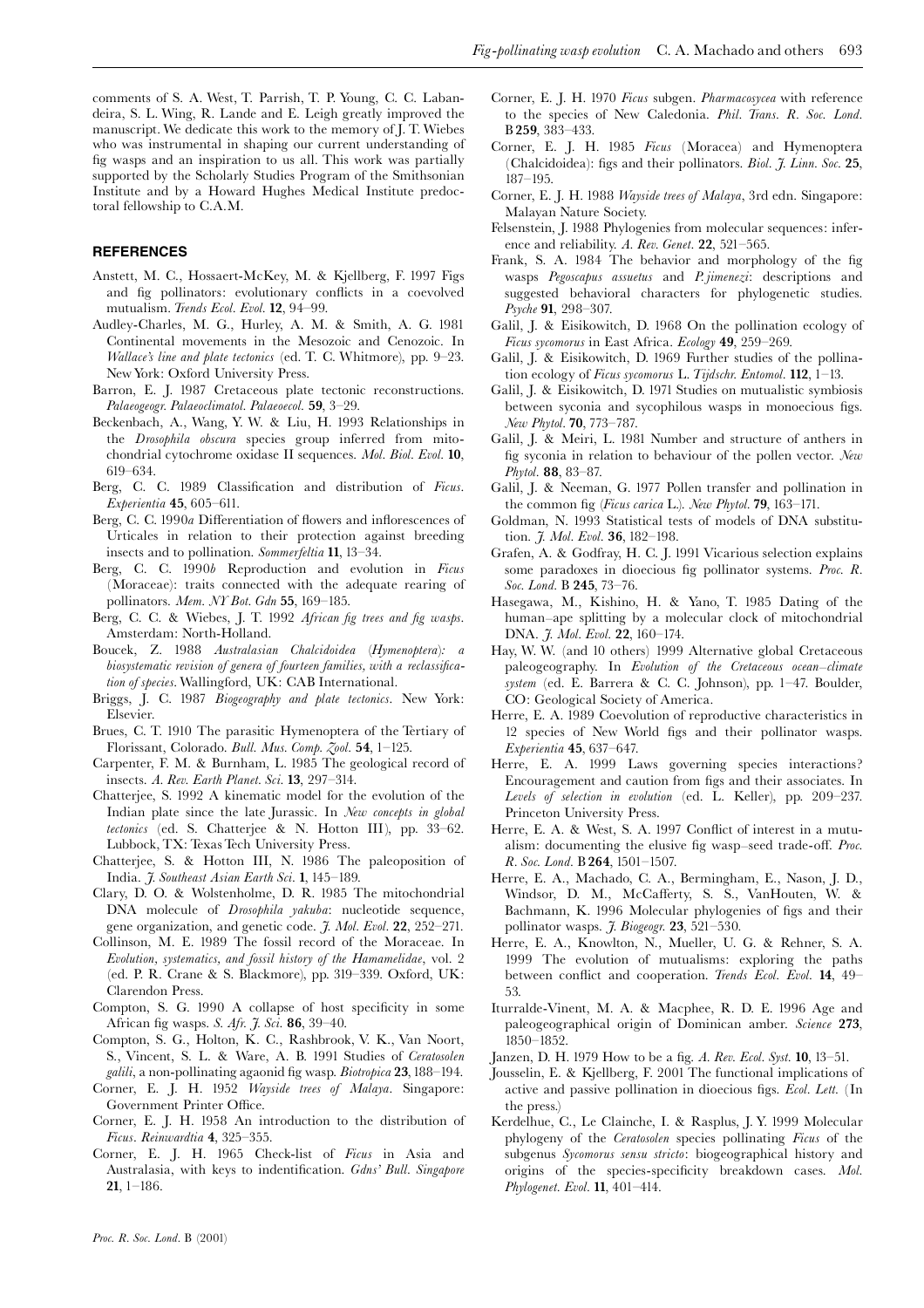comments of S. A. West, T. Parrish, T. P. Young, C. C. Labandeira, S. L. Wing, R. Lande and E. Leigh greatly improved the manuscript. We dedicate this work to the memory of J. T. Wiebes who was instrumental in shaping our current understanding of fig wasps and an inspiration to us all. This work was partially supported by the Scholarly Studies Program of the Smithsonian Institute and by a Howard Hughes Medical Institute predoctoral fellowship to C.A.M.

## REFERENCES

Anstett, M. C., Hossaert-McKey, M. & Kjellberg, F. 1997 Figs and fig pollinators: evolutionary conflicts in a coevolved mutualism. *Trends Ecol. Evol.* **12**, 94–99.

Audley-Charles, M. G., Hurley, A. M. & Smith, A. G. 1981 Continental movements in the Mesozoic and Cenozoic. In *Wallace's line and plate tectonics* (ed. T. C. Whitmore), pp. 9–23. New York: Oxford University Press.

Barron, E. J. 1987 Cretaceous plate tectonic reconstructions. *Palaeogeogr. Palaeoclimatol. Palaeoecol.* **59**, 3–29.

Beckenbach, A., Wang, Y. W. & Liu, H. 1993 Relationships in the *Drosophila obscura* species group inferred from mitochondrial cytochrome oxidase II sequences. *Mol. Biol. Evol.* **10**, 619–634.

Berg, C. C. 1989 Classification and distribution of *Ficus*. *Experientia* **45**, 605–611.

Berg, C. C. 1990*a* Differentiation of flowers and inflorescences of Urticales in relation to their protection against breeding insects and to pollination. *Sommerfeltia* **11**, 13–34.

Berg, C. C. 1990*b* Reproduction and evolution in *Ficus* (Moraceae): traits connected with the adequate rearing of pollinators. *Mem. NY Bot. Gdn* **55**, 169–185.

Berg, C. C. & Wiebes, J. T. 1992 *African fig trees and fig wasps*. Amsterdam: North-Holland.

Boucek, Z. 1988 *Australasian Chalcidoidea (Hymenoptera): a biosystematic revision of genera of fourteen families, with a reclassification of species*. Wallingford, UK: CAB International.

Briggs, J. C. 1987 *Biogeography and plate tectonics*. New York: Elsevier.

Brues, C. T. 1910 The parasitic Hymenoptera of the Tertiary of Florissant, Colorado. *Bull. Mus. Comp. Zool.* **54**, 1–125.

Carpenter, F. M. & Burnham, L. 1985 The geological record of insects. *A. Rev. Earth Planet. Sci.* **13**, 297–314.

Chatterjee, S. 1992 A kinematic model for the evolution of the Indian plate since the late Jurassic. In *New concepts in global tectonics* (ed. S. Chatterjee & N. Hotton III), pp. 33–62. Lubbock, TX: Texas Tech University Press.

Chatterjee, S. & Hotton III, N. 1986 The paleoposition of India. *J. Southeast Asian Earth Sci.* **1**, 145–189.

Clary, D. O. & Wolstenholme, D. R. 1985 The mitochondrial DNA molecule of *Drosophila yakuba*: nucleotide sequence, gene organization, and genetic code. *J. Mol. Evol.* **22**, 252–271.

Collinson, M. E. 1989 The fossil record of the Moraceae. In *Evolution, systematics, and fossil history of the Hamamelidae*, vol. 2 (ed. P. R. Crane & S. Blackmore), pp. 319–339. Oxford, UK: Clarendon Press.

Compton, S. G. 1990 A collapse of host specificity in some African fig wasps. *S. Afr. J. Sci.* **86**, 39–40.

Compton, S. G., Holton, K. C., Rashbrook, V. K., Van Noort, S., Vincent, S. L. & Ware, A. B. 1991 Studies of *Ceratosolen galili*, a non-pollinating agaonid fig wasp. *Biotropica* **23**, 188–194.

Corner, E. J. H. 1952 *Wayside trees of Malaya*. Singapore: Government Printer Office.

Corner, E. J. H. 1958 An introduction to the distribution of *Ficus*. *Reinwardtia* **4**, 325–355.

Corner, E. J. H. 1965 Check-list of *Ficus* in Asia and Australasia, with keys to indentification. *Gdns' Bull. Singapore* **21**, 1–186.

Corner, E. J. H. 1970 *Ficus* subgen. *Pharmacosycea* with reference to the species of New Caledonia. *Phil. Trans. R. Soc. Lond.* B **259**, 383–433.

Corner, E. J. H. 1985 *Ficus* (Moracea) and Hymenoptera (Chalcidoidea): figs and their pollinators. *Biol. J. Linn. Soc.* **25**, 187–195.

Corner, E. J. H. 1988 *Wayside trees of Malaya*, 3rd edn. Singapore: Malayan Nature Society.

Felsenstein, J. 1988 Phylogenies from molecular sequences: inference and reliability. *A. Rev. Genet.* **22**, 521–565.

Frank, S. A. 1984 The behavior and morphology of the fig wasps *Pegoscapus assuetus* and *P. jimenezi*: descriptions and suggested behavioral characters for phylogenetic studies. *Psyche* **91**, 298–307.

Galil, J. & Eisikowitch, D. 1968 On the pollination ecology of *Ficus sycomorus* in East Africa. *Ecology* **49**, 259–269.

Galil, J. & Eisikowitch, D. 1969 Further studies of the pollination ecology of *Ficus sycomorus* L. *Tijdschr. Entomol.* **112**, 1–13.

Galil, J. & Eisikowitch, D. 1971 Studies on mutualistic symbiosis between syconia and sycophilous wasps in monoecious figs. *New Phytol.* **70**, 773–787.

Galil, J. & Meiri, L. 1981 Number and structure of anthers in fig syconia in relation to behaviour of the pollen vector. *New Phytol.* **88**, 83–87.

Galil, J. & Neeman, G. 1977 Pollen transfer and pollination in the common fig (*Ficus carica* L.). *New Phytol.* **79**, 163–171.

Goldman, N. 1993 Statistical tests of models of DNA substitution. *J. Mol. Evol.* **36**, 182–198.

Grafen, A. & Godfray, H. C. J. 1991 Vicarious selection explains some paradoxes in dioecious fig pollinator systems. *Proc. R. Soc. Lond.* B **245**, 73–76.

Hasegawa, M., Kishino, H. & Yano, T. 1985 Dating of the human–ape splitting by a molecular clock of mitochondrial DNA. *J. Mol. Evol.* **22**, 160–174.

Hay, W. W. (and 10 others) 1999 Alternative global Cretaceous paleogeography. In *Evolution of the Cretaceous ocean–climate system* (ed. E. Barrera & C. C. Johnson), pp. 1–47. Boulder, CO: Geological Society of America.

Herre, E. A. 1989 Coevolution of reproductive characteristics in 12 species of New World figs and their pollinator wasps. *Experientia* **45**, 637–647.

Herre, E. A. 1999 Laws governing species interactions? Encouragement and caution from figs and their associates. In *Levels of selection in evolution* (ed. L. Keller), pp. 209–237. Princeton University Press.

Herre, E. A. & West, S. A. 1997 Conflict of interest in a mutualism: documenting the elusive fig wasp–seed trade-off. *Proc. R. Soc. Lond.* B **264**, 1501–1507.

Herre, E. A., Machado, C. A., Bermingham, E., Nason, J. D., Windsor, D. M., McCafferty, S. S., VanHouten, W. & Bachmann, K. 1996 Molecular phylogenies of figs and their pollinator wasps. *J. Biogeogr.* **23**, 521–530.

Herre, E. A., Knowlton, N., Mueller, U. G. & Rehner, S. A. 1999 The evolution of mutualisms: exploring the paths between conflict and cooperation. *Trends Ecol. Evol.* **14**, 49–53.

Iturralde-Vinent, M. A. & Macphee, R. D. E. 1996 Age and paleogeographical origin of Dominican amber. *Science* **273**, 1850–1852.

Janzen, D. H. 1979 How to be a fig. *A. Rev. Ecol. Syst.* **10**, 13–51.

Jousselin, E. & Kjellberg, F. 2001 The functional implications of active and passive pollination in dioecious figs. *Ecol. Lett.* (In the press.)

Kerdelhue, C., Le Clainche, I. & Rasplus, J. Y. 1999 Molecular phylogeny of the *Ceratosolen* species pollinating *Ficus* of the subgenus *Sycomorus sensu stricto*: biogeographical history and origins of the species-specificity breakdown cases. *Mol. Phylogenet. Evol.* **11**, 401–414.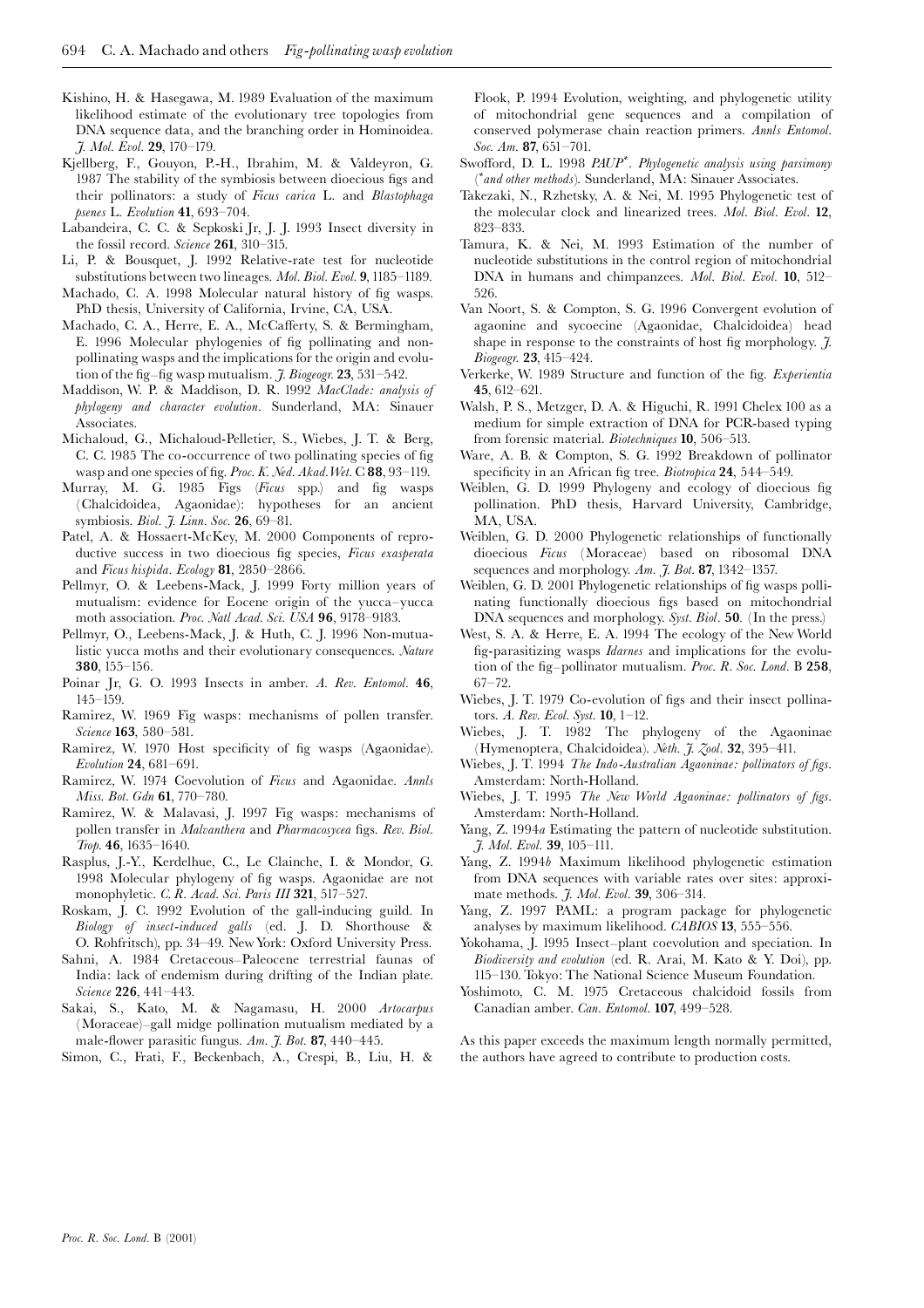Kishino, H. & Hasegawa, M. 1989 Evaluation of the maximum likelihood estimate of the evolutionary tree topologies from DNA sequence data, and the branching order in Hominoidea. *J. Mol. Evol.* **29**, 170–179.

Kjellberg, F., Gouyon, P.-H., Ibrahim, M. & Valdeyron, G. 1987 The stability of the symbiosis between dioecious figs and their pollinators: a study of *Ficus carica* L. and *Blastophaga psenes* L. *Evolution* **41**, 693–704.

Labandeira, C. C. & Sepkoski Jr, J. J. 1993 Insect diversity in the fossil record. *Science* **261**, 310–315.

Li, P. & Bousquet, J. 1992 Relative-rate test for nucleotide substitutions between two lineages. *Mol. Biol. Evol.* **9**, 1185–1189.

Machado, C. A. 1998 Molecular natural history of fig wasps. PhD thesis, University of California, Irvine, CA, USA.

Machado, C. A., Herre, E. A., McCafferty, S. & Bermingham, E. 1996 Molecular phylogenies of fig pollinating and non-pollinating wasps and the implications for the origin and evolution of the fig–fig wasp mutualism. *J. Biogeogr.* **23**, 531–542.

Maddison, W. P. & Maddison, D. R. 1992 *MacClade: analysis of phylogeny and character evolution*. Sunderland, MA: Sinauer Associates.

Michaloud, G., Michaloud-Pelletier, S., Wiebes, J. T. & Berg, C. C. 1985 The co-occurrence of two pollinating species of fig wasp and one species of fig. *Proc. K. Ned. Akad. Wet.* C **88**, 93–119.

Murray, M. G. 1985 Figs (*Ficus* spp.) and fig wasps (Chalcidoidea, Agaonidae): hypotheses for an ancient symbiosis. *Biol. J. Linn. Soc.* **26**, 69–81.

Patel, A. & Hossaert-McKey, M. 2000 Components of reproductive success in two dioecious fig species, *Ficus exasperata* and *Ficus hispida*. *Ecology* **81**, 2850–2866.

Pellmyr, O. & Leebens-Mack, J. 1999 Forty million years of mutualism: evidence for Eocene origin of the yucca–yucca moth association. *Proc. Natl Acad. Sci. USA* **96**, 9178–9183.

Pellmyr, O., Leebens-Mack, J. & Huth, C. J. 1996 Non-mutualistic yucca moths and their evolutionary consequences. *Nature* **380**, 155–156.

Poinar Jr, G. O. 1993 Insects in amber. *A. Rev. Entomol.* **46**, 145–159.

Ramirez, W. 1969 Fig wasps: mechanisms of pollen transfer. *Science* **163**, 580–581.

Ramirez, W. 1970 Host specificity of fig wasps (Agaonidae). *Evolution* **24**, 681–691.

Ramirez, W. 1974 Coevolution of *Ficus* and Agaonidae. *Annls Miss. Bot. Gdn* **61**, 770–780.

Ramirez, W. & Malavasi, J. 1997 Fig wasps: mechanisms of pollen transfer in *Malvanthera* and *Pharmacosycea* figs. *Rev. Biol. Trop.* **46**, 1635–1640.

Rasplus, J.-Y., Kerdelhue, C., Le Clainche, I. & Mondor, G. 1998 Molecular phylogeny of fig wasps. Agaonidae are not monophyletic. *C. R. Acad. Sci. Paris III* **321**, 517–527.

Roskam, J. C. 1992 Evolution of the gall-inducing guild. In *Biology of insect-induced galls* (ed. J. D. Shorthouse & O. Rohfritsch), pp. 34–49. New York: Oxford University Press.

Sahni, A. 1984 Cretaceous–Paleocene terrestrial faunas of India: lack of endemism during drifting of the Indian plate. *Science* **226**, 441–443.

Sakai, S., Kato, M. & Nagamasu, H. 2000 *Artocarpus* (Moraceae)–gall midge pollination mutualism mediated by a male-flower parasitic fungus. *Am. J. Bot.* **87**, 440–445.

Simon, C., Frati, F., Beckenbach, A., Crespi, B., Liu, H. & Flook, P. 1994 Evolution, weighting, and phylogenetic utility of mitochondrial gene sequences and a compilation of conserved polymerase chain reaction primers. *Annls Entomol. Soc. Am.* **87**, 651–701.

Swofford, D. L. 1998 *PAUP\*. Phylogenetic analysis using parsimony (\*and other methods)*. Sunderland, MA: Sinauer Associates.

Takezaki, N., Rzhetsky, A. & Nei, M. 1995 Phylogenetic test of the molecular clock and linearized trees. *Mol. Biol. Evol.* **12**, 823–833.

Tamura, K. & Nei, M. 1993 Estimation of the number of nucleotide substitutions in the control region of mitochondrial DNA in humans and chimpanzees. *Mol. Biol. Evol.* **10**, 512–526.

Van Noort, S. & Compton, S. G. 1996 Convergent evolution of agaonine and sycoecine (Agaonidae, Chalcidoidea) head shape in response to the constraints of host fig morphology. *J. Biogeogr.* **23**, 415–424.

Verkerke, W. 1989 Structure and function of the fig. *Experientia* **45**, 612–621.

Walsh, P. S., Metzger, D. A. & Higuchi, R. 1991 Chelex 100 as a medium for simple extraction of DNA for PCR-based typing from forensic material. *Biotechniques* **10**, 506–513.

Ware, A. B. & Compton, S. G. 1992 Breakdown of pollinator specificity in an African fig tree. *Biotropica* **24**, 544–549.

Weiblen, G. D. 1999 Phylogeny and ecology of dioecious fig pollination. PhD thesis, Harvard University, Cambridge, MA, USA.

Weiblen, G. D. 2000 Phylogenetic relationships of functionally dioecious *Ficus* (Moraceae) based on ribosomal DNA sequences and morphology. *Am. J. Bot.* **87**, 1342–1357.

Weiblen, G. D. 2001 Phylogenetic relationships of fig wasps pollinating functionally dioecious figs based on mitochondrial DNA sequences and morphology. *Syst. Biol.* **50**. (In the press.)

West, S. A. & Herre, E. A. 1994 The ecology of the New World fig-parasitizing wasps *Idarnes* and implications for the evolution of the fig–pollinator mutualism. *Proc. R. Soc. Lond.* B **258**, 67–72.

Wiebes, J. T. 1979 Co-evolution of figs and their insect pollinators. *A. Rev. Ecol. Syst.* **10**, 1–12.

Wiebes, J. T. 1982 The phylogeny of the Agaoninae (Hymenoptera, Chalcidoidea). *Neth. J. Zool.* **32**, 395–411.

Wiebes, J. T. 1994 *The Indo-Australian Agaoninae: pollinators of figs*. Amsterdam: North-Holland.

Wiebes, J. T. 1995 *The New World Agaoninae: pollinators of figs*. Amsterdam: North-Holland.

Yang, Z. 1994*a* Estimating the pattern of nucleotide substitution. *J. Mol. Evol.* **39**, 105–111.

Yang, Z. 1994*b* Maximum likelihood phylogenetic estimation from DNA sequences with variable rates over sites: approximate methods. *J. Mol. Evol.* **39**, 306–314.

Yang, Z. 1997 PAML: a program package for phylogenetic analyses by maximum likelihood. *CABIOS* **13**, 555–556.

Yokohama, J. 1995 Insect–plant coevolution and speciation. In *Biodiversity and evolution* (ed. R. Arai, M. Kato & Y. Doi), pp. 115–130. Tokyo: The National Science Museum Foundation.

Yoshimoto, C. M. 1975 Cretaceous chalcidoid fossils from Canadian amber. *Can. Entomol.* **107**, 499–528.

As this paper exceeds the maximum length normally permitted, the authors have agreed to contribute to production costs.